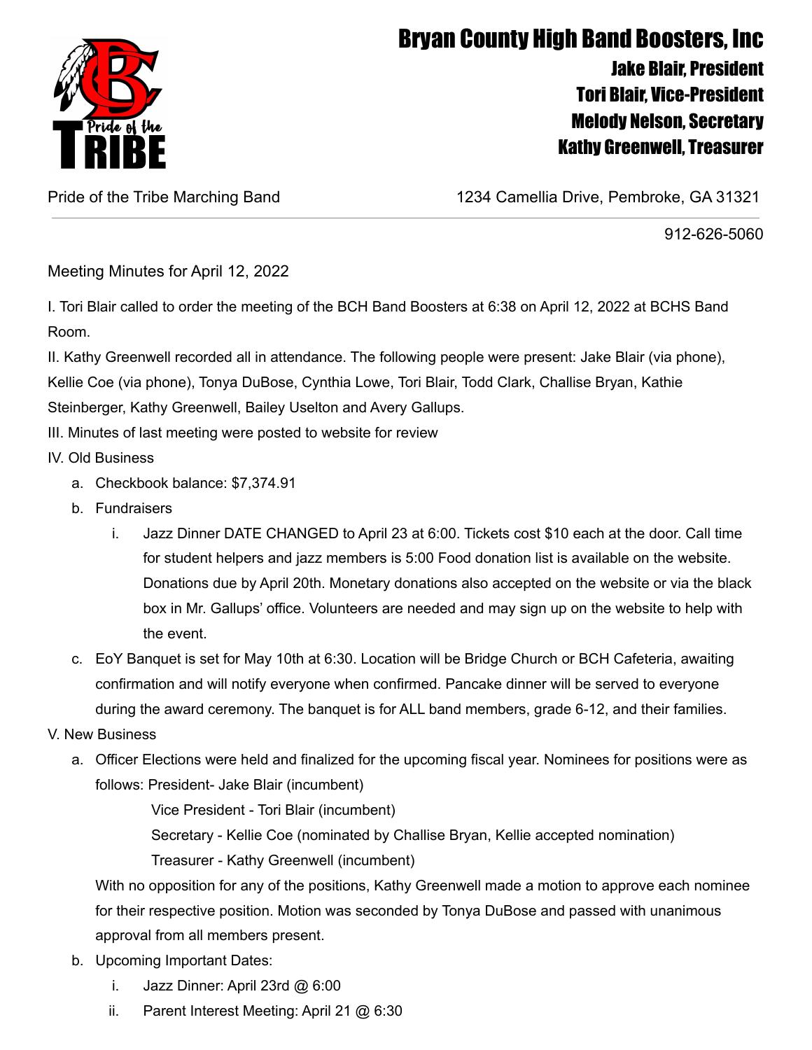# Bryan County High Band Boosters, Inc

**Jake Blair, President**
**Tori Blair, Vice-President**
**Melody Nelson, Secretary**
**Kathy Greenwell, Treasurer**

Pride of the Tribe Marching Band

1234 Camellia Drive, Pembroke, GA 31321

912-626-5060

Meeting Minutes for April 12, 2022

I. Tori Blair called to order the meeting of the BCH Band Boosters at 6:38 on April 12, 2022 at BCHS Band Room.

II. Kathy Greenwell recorded all in attendance. The following people were present: Jake Blair (via phone), Kellie Coe (via phone), Tonya DuBose, Cynthia Lowe, Tori Blair, Todd Clark, Challise Bryan, Kathie Steinberger, Kathy Greenwell, Bailey Uselton and Avery Gallups.

III. Minutes of last meeting were posted to website for review

IV. Old Business

a. Checkbook balance: $7,374.91

b. Fundraisers

i. Jazz Dinner DATE CHANGED to April 23 at 6:00. Tickets cost $10 each at the door. Call time for student helpers and jazz members is 5:00 Food donation list is available on the website. Donations due by April 20th. Monetary donations also accepted on the website or via the black box in Mr. Gallups' office. Volunteers are needed and may sign up on the website to help with the event.

c. EoY Banquet is set for May 10th at 6:30. Location will be Bridge Church or BCH Cafeteria, awaiting confirmation and will notify everyone when confirmed. Pancake dinner will be served to everyone during the award ceremony. The banquet is for ALL band members, grade 6-12, and their families.

V. New Business

a. Officer Elections were held and finalized for the upcoming fiscal year. Nominees for positions were as follows: President- Jake Blair (incumbent)

Vice President - Tori Blair (incumbent)

Secretary - Kellie Coe (nominated by Challise Bryan, Kellie accepted nomination)

Treasurer - Kathy Greenwell (incumbent)

With no opposition for any of the positions, Kathy Greenwell made a motion to approve each nominee for their respective position. Motion was seconded by Tonya DuBose and passed with unanimous approval from all members present.

b. Upcoming Important Dates:

i. Jazz Dinner: April 23rd @ 6:00

ii. Parent Interest Meeting: April 21 @ 6:30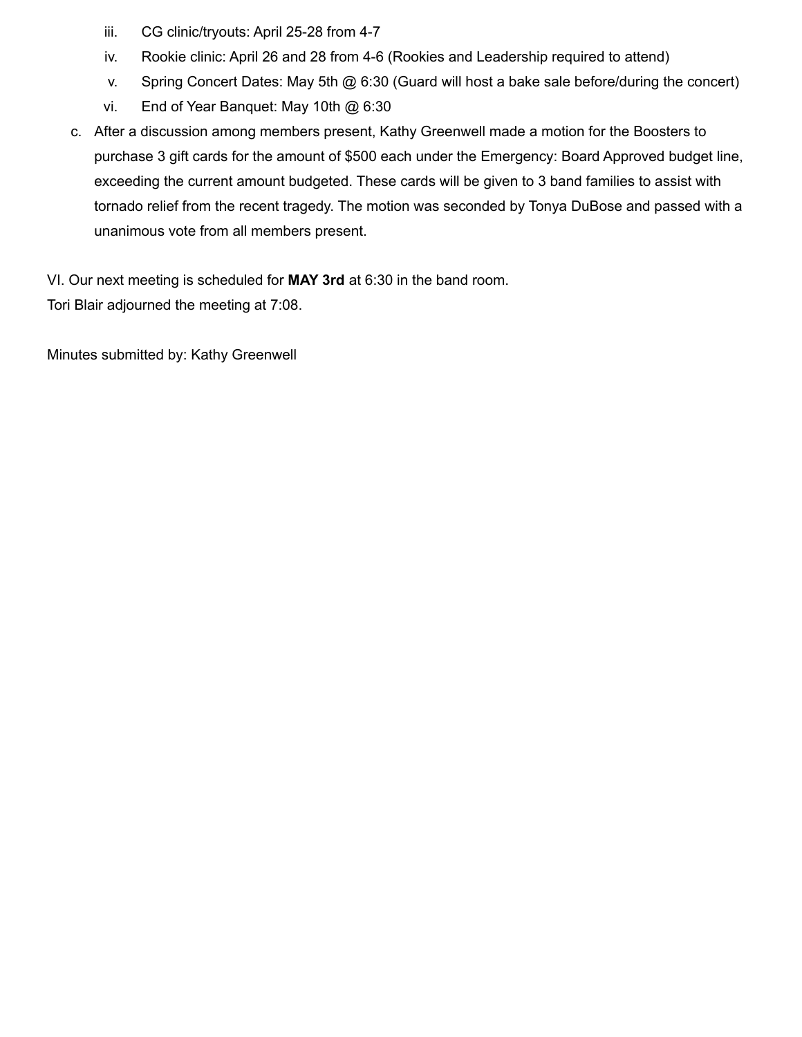iii. CG clinic/tryouts: April 25-28 from 4-7
  iv. Rookie clinic: April 26 and 28 from 4-6 (Rookies and Leadership required to attend)
  v. Spring Concert Dates: May 5th @ 6:30 (Guard will host a bake sale before/during the concert)
  vi. End of Year Banquet: May 10th @ 6:30

c. After a discussion among members present, Kathy Greenwell made a motion for the Boosters to purchase 3 gift cards for the amount of $500 each under the Emergency: Board Approved budget line, exceeding the current amount budgeted. These cards will be given to 3 band families to assist with tornado relief from the recent tragedy. The motion was seconded by Tonya DuBose and passed with a unanimous vote from all members present.

VI. Our next meeting is scheduled for **MAY 3rd** at 6:30 in the band room.
Tori Blair adjourned the meeting at 7:08.

Minutes submitted by: Kathy Greenwell